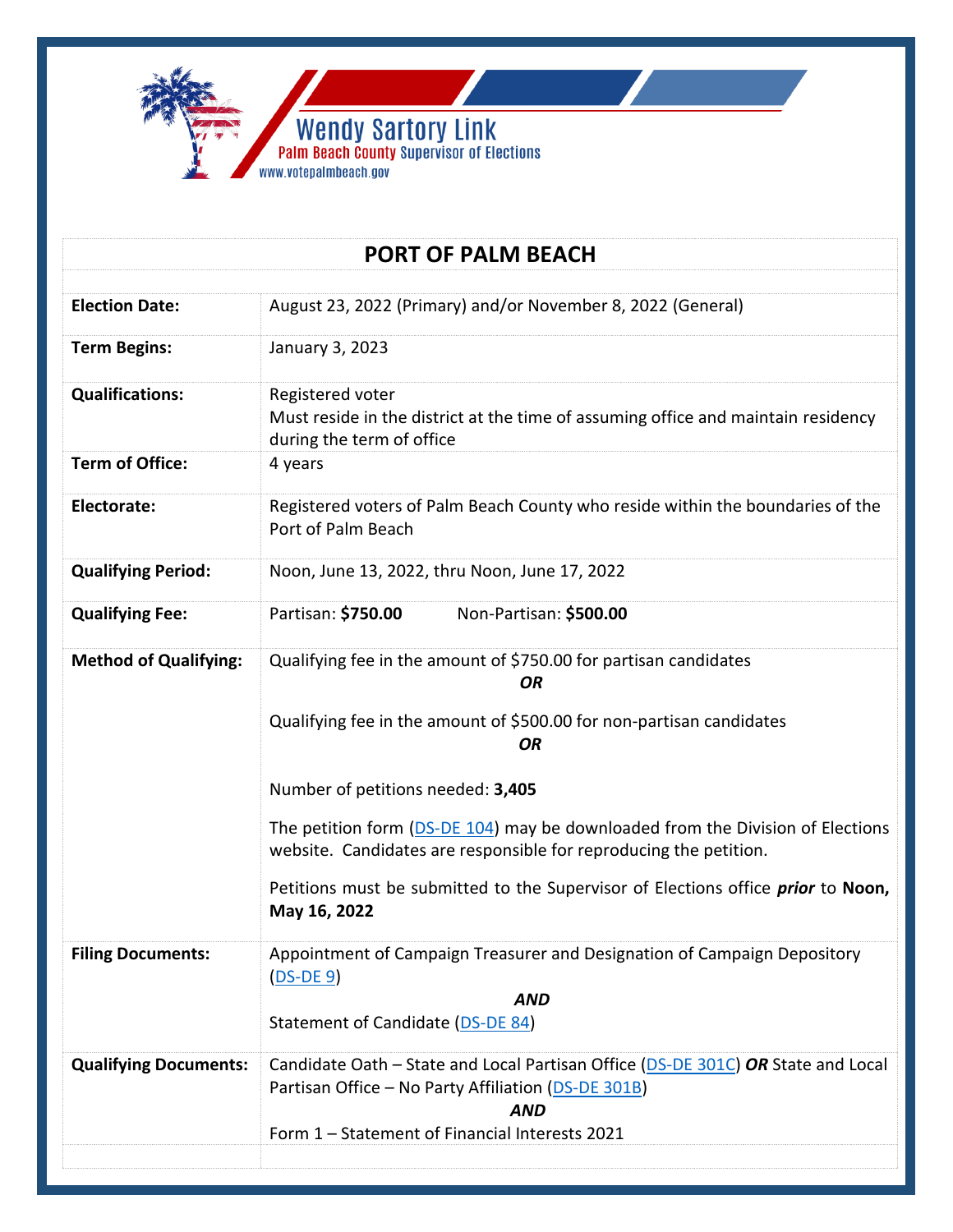Wendy Sartory Link
Palm Beach County Supervisor of Elections
www.votepalmbeach.gov

# PORT OF PALM BEACH

| | |
|---|---|
| **Election Date:** | August 23, 2022 (Primary) and/or November 8, 2022 (General) |
| **Term Begins:** | January 3, 2023 |
| **Qualifications:** | Registered voter<br>Must reside in the district at the time of assuming office and maintain residency during the term of office |
| **Term of Office:** | 4 years |
| **Electorate:** | Registered voters of Palm Beach County who reside within the boundaries of the Port of Palm Beach |
| **Qualifying Period:** | Noon, June 13, 2022, thru Noon, June 17, 2022 |
| **Qualifying Fee:** | Partisan: **$750.00** Non-Partisan: **$500.00** |
| **Method of Qualifying:** | Qualifying fee in the amount of $750.00 for partisan candidates<br>***OR***<br>Qualifying fee in the amount of $500.00 for non-partisan candidates<br>***OR***<br>Number of petitions needed: **3,405**<br>The petition form (DS-DE 104) may be downloaded from the Division of Elections website. Candidates are responsible for reproducing the petition.<br>Petitions must be submitted to the Supervisor of Elections office ***prior*** to **Noon, May 16, 2022** |
| **Filing Documents:** | Appointment of Campaign Treasurer and Designation of Campaign Depository (DS-DE 9)<br>***AND***<br>Statement of Candidate (DS-DE 84) |
| **Qualifying Documents:** | Candidate Oath – State and Local Partisan Office (DS-DE 301C) ***OR*** State and Local Partisan Office – No Party Affiliation (DS-DE 301B)<br>***AND***<br>Form 1 – Statement of Financial Interests 2021 |